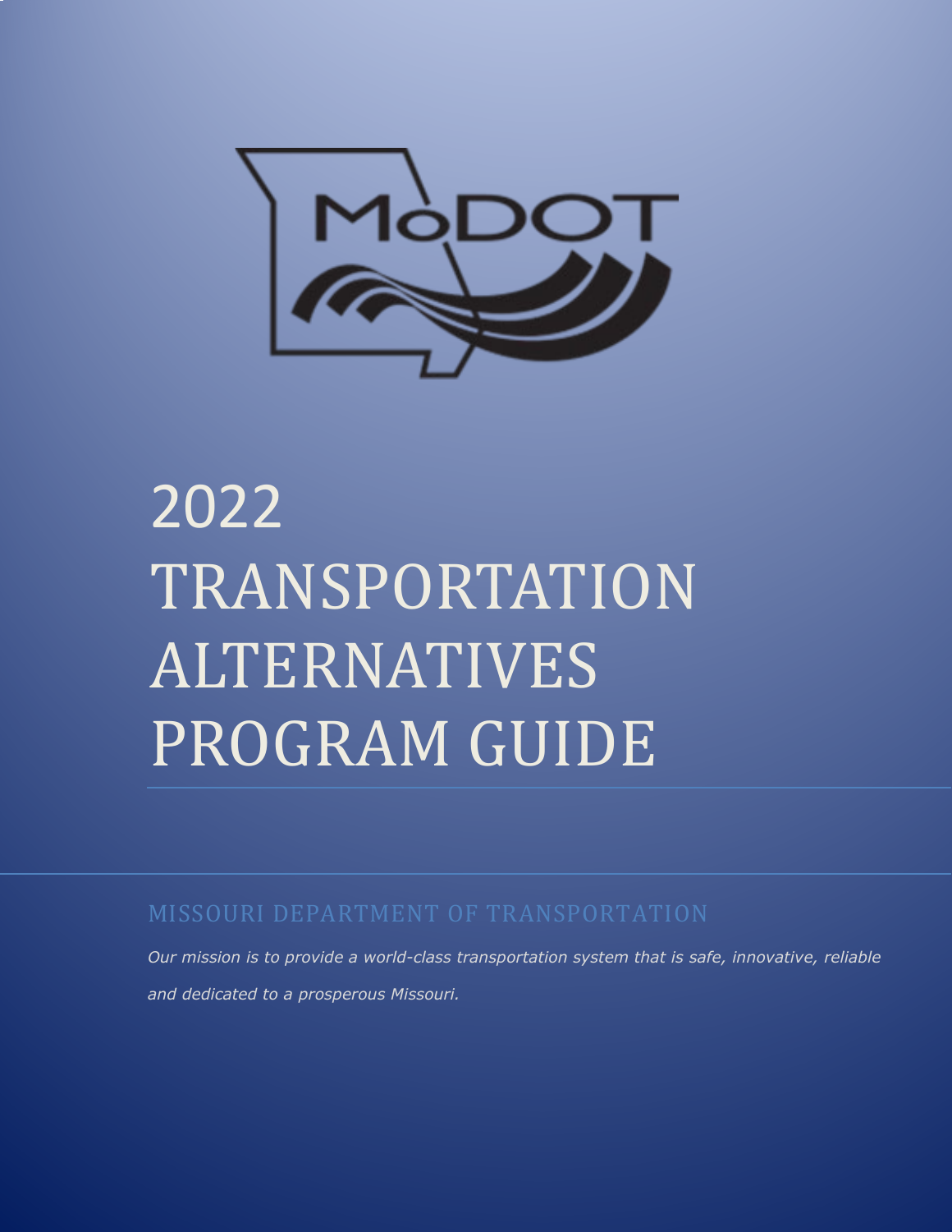# 2022 TRANSPORTATION ALTERNATIVES PROGRAM GUIDE

MISSOURI DEPARTMENT OF TRANSPORTATION

*Our mission is to provide a world-class transportation system that is safe, innovative, reliable and dedicated to a prosperous Missouri.*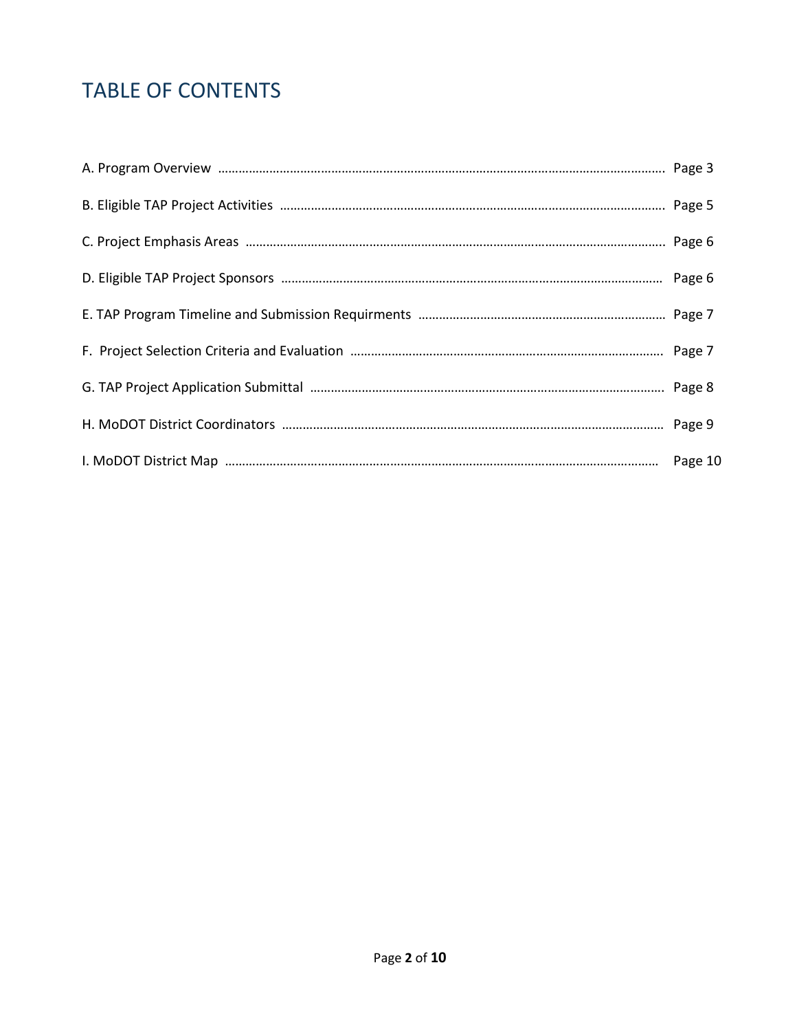# TABLE OF CONTENTS

A. Program Overview ........................................................................................................................ Page 3

B. Eligible TAP Project Activities ...................................................................................................... Page 5

C. Project Emphasis Areas ............................................................................................................... Page 6

D. Eligible TAP Project Sponsors ...................................................................................................... Page 6

E. TAP Program Timeline and Submission Requirments ............................................................... Page 7

F. Project Selection Criteria and Evaluation .................................................................................. Page 7

G. TAP Project Application Submittal ............................................................................................. Page 8

H. MoDOT District Coordinators ..................................................................................................... Page 9

I. MoDOT District Map .................................................................................................................... Page 10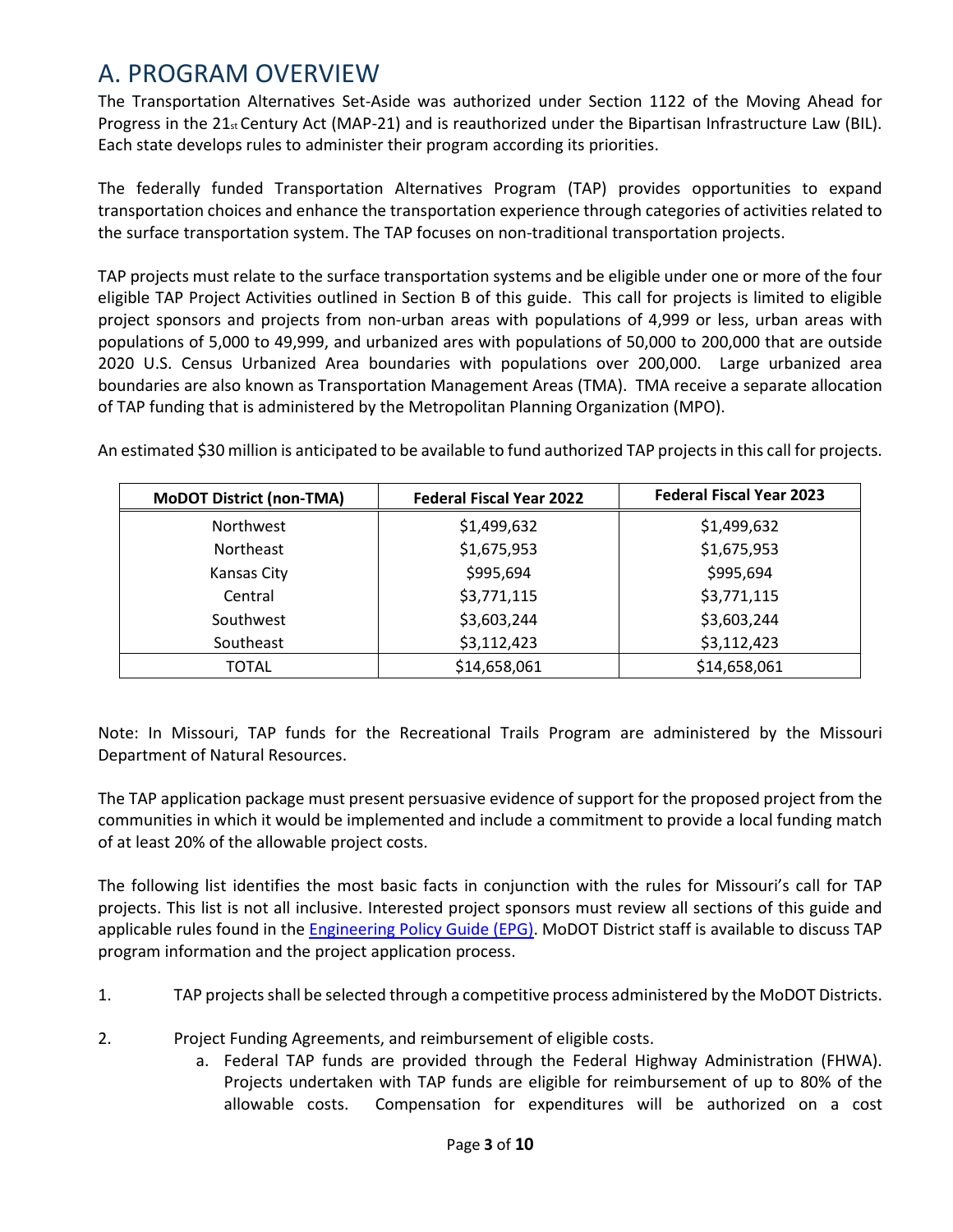# A. PROGRAM OVERVIEW

The Transportation Alternatives Set-Aside was authorized under Section 1122 of the Moving Ahead for Progress in the 21st Century Act (MAP-21) and is reauthorized under the Bipartisan Infrastructure Law (BIL). Each state develops rules to administer their program according its priorities.

The federally funded Transportation Alternatives Program (TAP) provides opportunities to expand transportation choices and enhance the transportation experience through categories of activities related to the surface transportation system. The TAP focuses on non-traditional transportation projects.

TAP projects must relate to the surface transportation systems and be eligible under one or more of the four eligible TAP Project Activities outlined in Section B of this guide. This call for projects is limited to eligible project sponsors and projects from non-urban areas with populations of 4,999 or less, urban areas with populations of 5,000 to 49,999, and urbanized ares with populations of 50,000 to 200,000 that are outside 2020 U.S. Census Urbanized Area boundaries with populations over 200,000. Large urbanized area boundaries are also known as Transportation Management Areas (TMA). TMA receive a separate allocation of TAP funding that is administered by the Metropolitan Planning Organization (MPO).

An estimated $30 million is anticipated to be available to fund authorized TAP projects in this call for projects.

| MoDOT District (non-TMA) | Federal Fiscal Year 2022 | Federal Fiscal Year 2023 |
|---|---|---|
| Northwest | $1,499,632 | $1,499,632 |
| Northeast | $1,675,953 | $1,675,953 |
| Kansas City | $995,694 | $995,694 |
| Central | $3,771,115 | $3,771,115 |
| Southwest | $3,603,244 | $3,603,244 |
| Southeast | $3,112,423 | $3,112,423 |
| TOTAL | $14,658,061 | $14,658,061 |

Note: In Missouri, TAP funds for the Recreational Trails Program are administered by the Missouri Department of Natural Resources.

The TAP application package must present persuasive evidence of support for the proposed project from the communities in which it would be implemented and include a commitment to provide a local funding match of at least 20% of the allowable project costs.

The following list identifies the most basic facts in conjunction with the rules for Missouri's call for TAP projects. This list is not all inclusive. Interested project sponsors must review all sections of this guide and applicable rules found in the Engineering Policy Guide (EPG). MoDOT District staff is available to discuss TAP program information and the project application process.

1. TAP projects shall be selected through a competitive process administered by the MoDOT Districts.

2. Project Funding Agreements, and reimbursement of eligible costs.
   a. Federal TAP funds are provided through the Federal Highway Administration (FHWA). Projects undertaken with TAP funds are eligible for reimbursement of up to 80% of the allowable costs. Compensation for expenditures will be authorized on a cost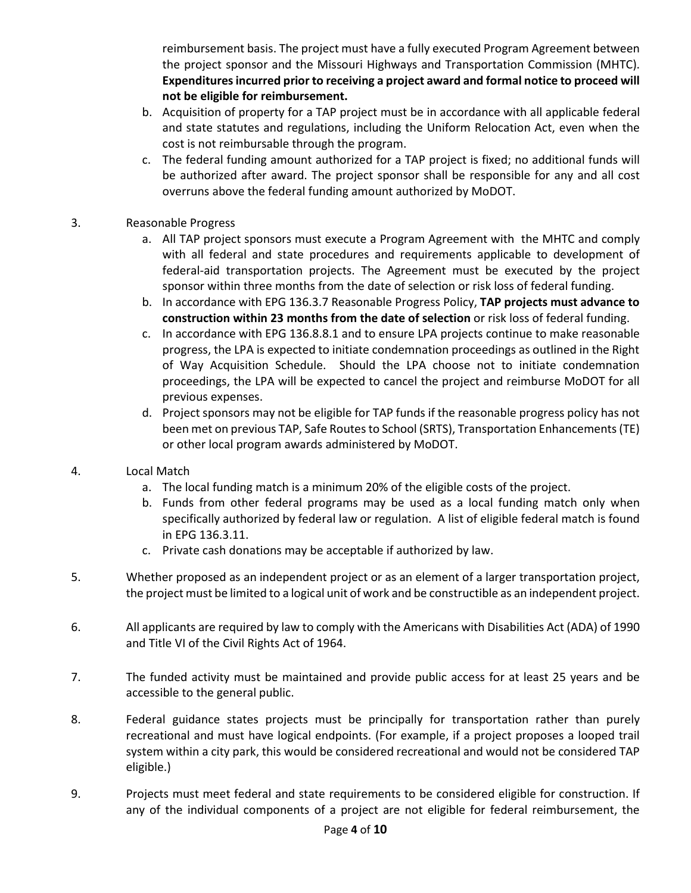reimbursement basis. The project must have a fully executed Program Agreement between the project sponsor and the Missouri Highways and Transportation Commission (MHTC). **Expenditures incurred prior to receiving a project award and formal notice to proceed will not be eligible for reimbursement.**

   b. Acquisition of property for a TAP project must be in accordance with all applicable federal and state statutes and regulations, including the Uniform Relocation Act, even when the cost is not reimbursable through the program.
   c. The federal funding amount authorized for a TAP project is fixed; no additional funds will be authorized after award. The project sponsor shall be responsible for any and all cost overruns above the federal funding amount authorized by MoDOT.

3. Reasonable Progress
   a. All TAP project sponsors must execute a Program Agreement with the MHTC and comply with all federal and state procedures and requirements applicable to development of federal-aid transportation projects. The Agreement must be executed by the project sponsor within three months from the date of selection or risk loss of federal funding.
   b. In accordance with EPG 136.3.7 Reasonable Progress Policy, **TAP projects must advance to construction within 23 months from the date of selection** or risk loss of federal funding.
   c. In accordance with EPG 136.8.8.1 and to ensure LPA projects continue to make reasonable progress, the LPA is expected to initiate condemnation proceedings as outlined in the Right of Way Acquisition Schedule. Should the LPA choose not to initiate condemnation proceedings, the LPA will be expected to cancel the project and reimburse MoDOT for all previous expenses.
   d. Project sponsors may not be eligible for TAP funds if the reasonable progress policy has not been met on previous TAP, Safe Routes to School (SRTS), Transportation Enhancements (TE) or other local program awards administered by MoDOT.

4. Local Match
   a. The local funding match is a minimum 20% of the eligible costs of the project.
   b. Funds from other federal programs may be used as a local funding match only when specifically authorized by federal law or regulation. A list of eligible federal match is found in EPG 136.3.11.
   c. Private cash donations may be acceptable if authorized by law.

5. Whether proposed as an independent project or as an element of a larger transportation project, the project must be limited to a logical unit of work and be constructible as an independent project.

6. All applicants are required by law to comply with the Americans with Disabilities Act (ADA) of 1990 and Title VI of the Civil Rights Act of 1964.

7. The funded activity must be maintained and provide public access for at least 25 years and be accessible to the general public.

8. Federal guidance states projects must be principally for transportation rather than purely recreational and must have logical endpoints. (For example, if a project proposes a looped trail system within a city park, this would be considered recreational and would not be considered TAP eligible.)

9. Projects must meet federal and state requirements to be considered eligible for construction. If any of the individual components of a project are not eligible for federal reimbursement, the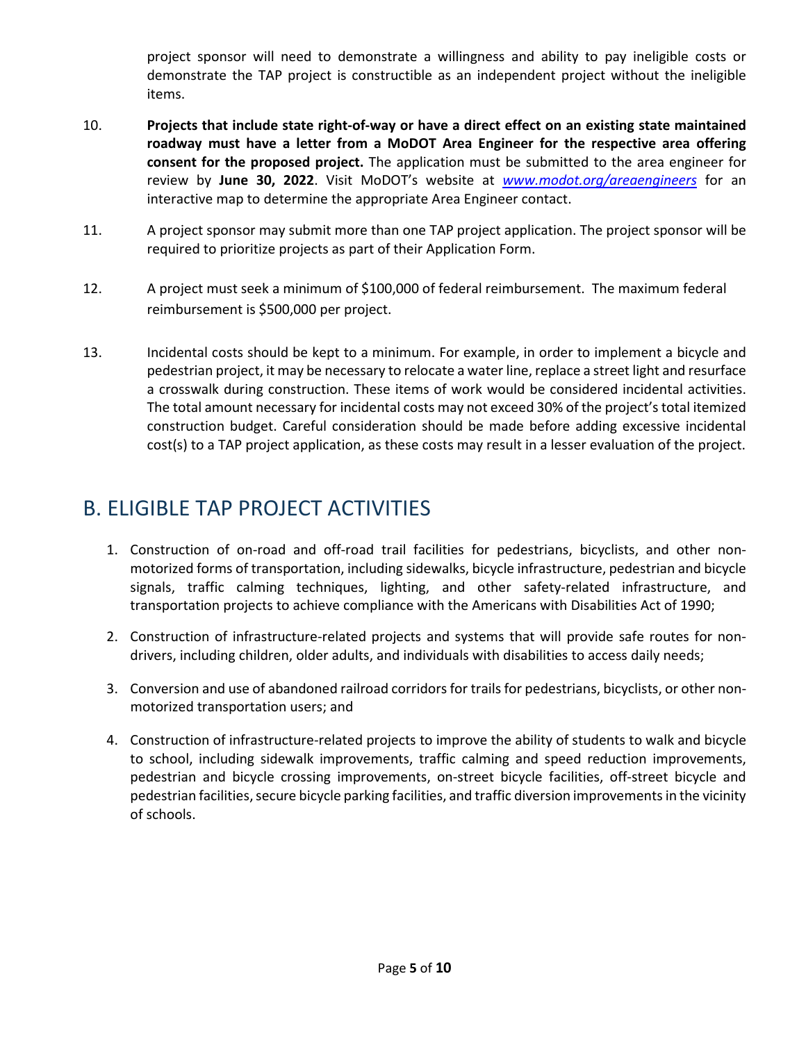project sponsor will need to demonstrate a willingness and ability to pay ineligible costs or demonstrate the TAP project is constructible as an independent project without the ineligible items.

10. **Projects that include state right-of-way or have a direct effect on an existing state maintained roadway must have a letter from a MoDOT Area Engineer for the respective area offering consent for the proposed project.** The application must be submitted to the area engineer for review by **June 30, 2022**. Visit MoDOT's website at *www.modot.org/areaengineers* for an interactive map to determine the appropriate Area Engineer contact.

11. A project sponsor may submit more than one TAP project application. The project sponsor will be required to prioritize projects as part of their Application Form.

12. A project must seek a minimum of $100,000 of federal reimbursement. The maximum federal reimbursement is $500,000 per project.

13. Incidental costs should be kept to a minimum. For example, in order to implement a bicycle and pedestrian project, it may be necessary to relocate a water line, replace a street light and resurface a crosswalk during construction. These items of work would be considered incidental activities. The total amount necessary for incidental costs may not exceed 30% of the project's total itemized construction budget. Careful consideration should be made before adding excessive incidental cost(s) to a TAP project application, as these costs may result in a lesser evaluation of the project.

## B. ELIGIBLE TAP PROJECT ACTIVITIES

1. Construction of on-road and off-road trail facilities for pedestrians, bicyclists, and other non-motorized forms of transportation, including sidewalks, bicycle infrastructure, pedestrian and bicycle signals, traffic calming techniques, lighting, and other safety-related infrastructure, and transportation projects to achieve compliance with the Americans with Disabilities Act of 1990;

2. Construction of infrastructure-related projects and systems that will provide safe routes for non-drivers, including children, older adults, and individuals with disabilities to access daily needs;

3. Conversion and use of abandoned railroad corridors for trails for pedestrians, bicyclists, or other non-motorized transportation users; and

4. Construction of infrastructure-related projects to improve the ability of students to walk and bicycle to school, including sidewalk improvements, traffic calming and speed reduction improvements, pedestrian and bicycle crossing improvements, on-street bicycle facilities, off-street bicycle and pedestrian facilities, secure bicycle parking facilities, and traffic diversion improvements in the vicinity of schools.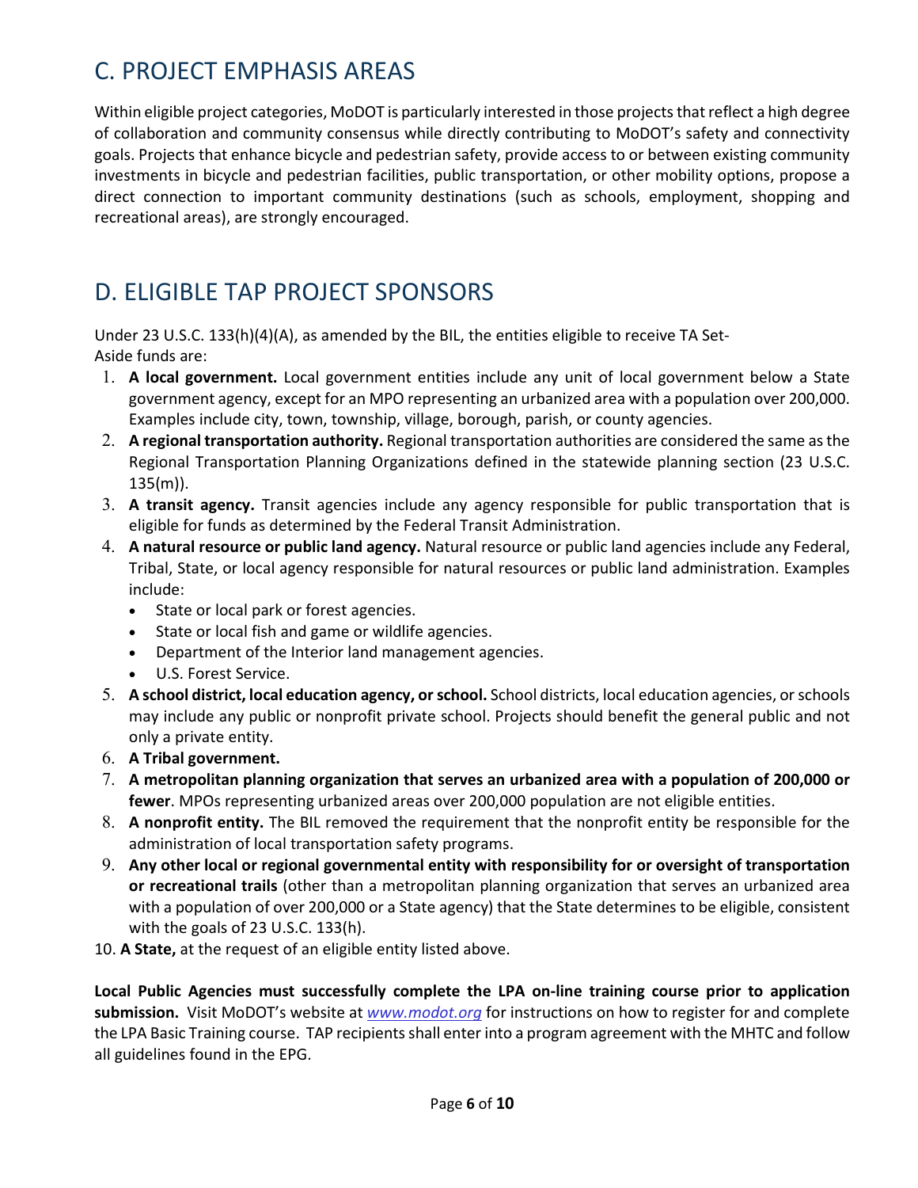## C. PROJECT EMPHASIS AREAS

Within eligible project categories, MoDOT is particularly interested in those projects that reflect a high degree of collaboration and community consensus while directly contributing to MoDOT's safety and connectivity goals. Projects that enhance bicycle and pedestrian safety, provide access to or between existing community investments in bicycle and pedestrian facilities, public transportation, or other mobility options, propose a direct connection to important community destinations (such as schools, employment, shopping and recreational areas), are strongly encouraged.

## D. ELIGIBLE TAP PROJECT SPONSORS

Under 23 U.S.C. 133(h)(4)(A), as amended by the BIL, the entities eligible to receive TA Set-Aside funds are:

1. **A local government.** Local government entities include any unit of local government below a State government agency, except for an MPO representing an urbanized area with a population over 200,000. Examples include city, town, township, village, borough, parish, or county agencies.
2. **A regional transportation authority.** Regional transportation authorities are considered the same as the Regional Transportation Planning Organizations defined in the statewide planning section (23 U.S.C. 135(m)).
3. **A transit agency.** Transit agencies include any agency responsible for public transportation that is eligible for funds as determined by the Federal Transit Administration.
4. **A natural resource or public land agency.** Natural resource or public land agencies include any Federal, Tribal, State, or local agency responsible for natural resources or public land administration. Examples include:
   - State or local park or forest agencies.
   - State or local fish and game or wildlife agencies.
   - Department of the Interior land management agencies.
   - U.S. Forest Service.
5. **A school district, local education agency, or school.** School districts, local education agencies, or schools may include any public or nonprofit private school. Projects should benefit the general public and not only a private entity.
6. **A Tribal government.**
7. **A metropolitan planning organization that serves an urbanized area with a population of 200,000 or fewer**. MPOs representing urbanized areas over 200,000 population are not eligible entities.
8. **A nonprofit entity.** The BIL removed the requirement that the nonprofit entity be responsible for the administration of local transportation safety programs.
9. **Any other local or regional governmental entity with responsibility for or oversight of transportation or recreational trails** (other than a metropolitan planning organization that serves an urbanized area with a population of over 200,000 or a State agency) that the State determines to be eligible, consistent with the goals of 23 U.S.C. 133(h).
10. **A State,** at the request of an eligible entity listed above.

**Local Public Agencies must successfully complete the LPA on-line training course prior to application submission.** Visit MoDOT's website at *www.modot.org* for instructions on how to register for and complete the LPA Basic Training course. TAP recipients shall enter into a program agreement with the MHTC and follow all guidelines found in the EPG.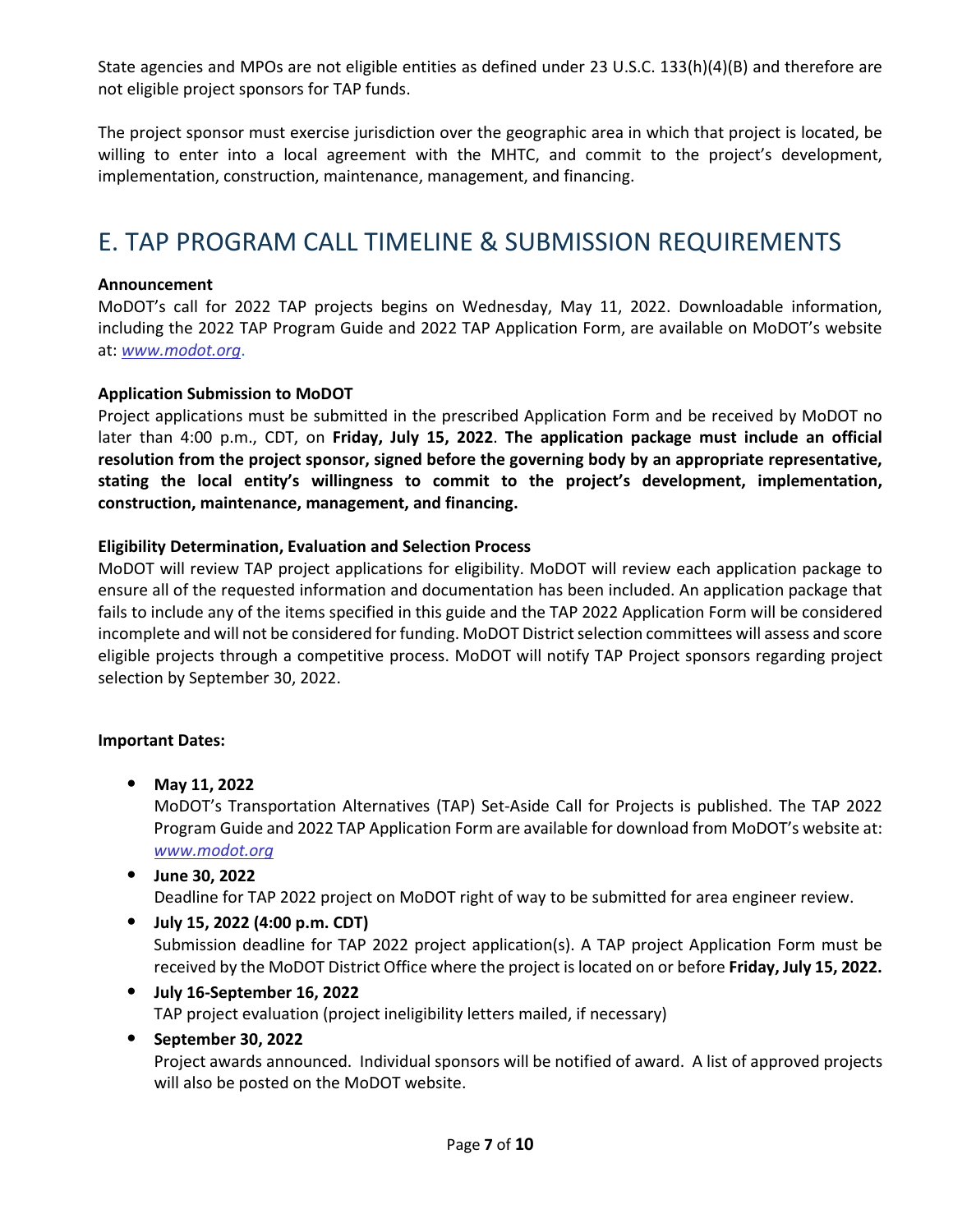State agencies and MPOs are not eligible entities as defined under 23 U.S.C. 133(h)(4)(B) and therefore are not eligible project sponsors for TAP funds.

The project sponsor must exercise jurisdiction over the geographic area in which that project is located, be willing to enter into a local agreement with the MHTC, and commit to the project's development, implementation, construction, maintenance, management, and financing.

# E. TAP PROGRAM CALL TIMELINE & SUBMISSION REQUIREMENTS

**Announcement**

MoDOT's call for 2022 TAP projects begins on Wednesday, May 11, 2022. Downloadable information, including the 2022 TAP Program Guide and 2022 TAP Application Form, are available on MoDOT's website at: *www.modot.org*.

**Application Submission to MoDOT**

Project applications must be submitted in the prescribed Application Form and be received by MoDOT no later than 4:00 p.m., CDT, on **Friday, July 15, 2022**. **The application package must include an official resolution from the project sponsor, signed before the governing body by an appropriate representative, stating the local entity's willingness to commit to the project's development, implementation, construction, maintenance, management, and financing.**

**Eligibility Determination, Evaluation and Selection Process**

MoDOT will review TAP project applications for eligibility. MoDOT will review each application package to ensure all of the requested information and documentation has been included. An application package that fails to include any of the items specified in this guide and the TAP 2022 Application Form will be considered incomplete and will not be considered for funding. MoDOT District selection committees will assess and score eligible projects through a competitive process. MoDOT will notify TAP Project sponsors regarding project selection by September 30, 2022.

**Important Dates:**

- **May 11, 2022**
  MoDOT's Transportation Alternatives (TAP) Set-Aside Call for Projects is published. The TAP 2022 Program Guide and 2022 TAP Application Form are available for download from MoDOT's website at: *www.modot.org*
- **June 30, 2022**
  Deadline for TAP 2022 project on MoDOT right of way to be submitted for area engineer review.
- **July 15, 2022 (4:00 p.m. CDT)**
  Submission deadline for TAP 2022 project application(s). A TAP project Application Form must be received by the MoDOT District Office where the project is located on or before **Friday, July 15, 2022.**
- **July 16-September 16, 2022**
  TAP project evaluation (project ineligibility letters mailed, if necessary)
- **September 30, 2022**
  Project awards announced. Individual sponsors will be notified of award. A list of approved projects will also be posted on the MoDOT website.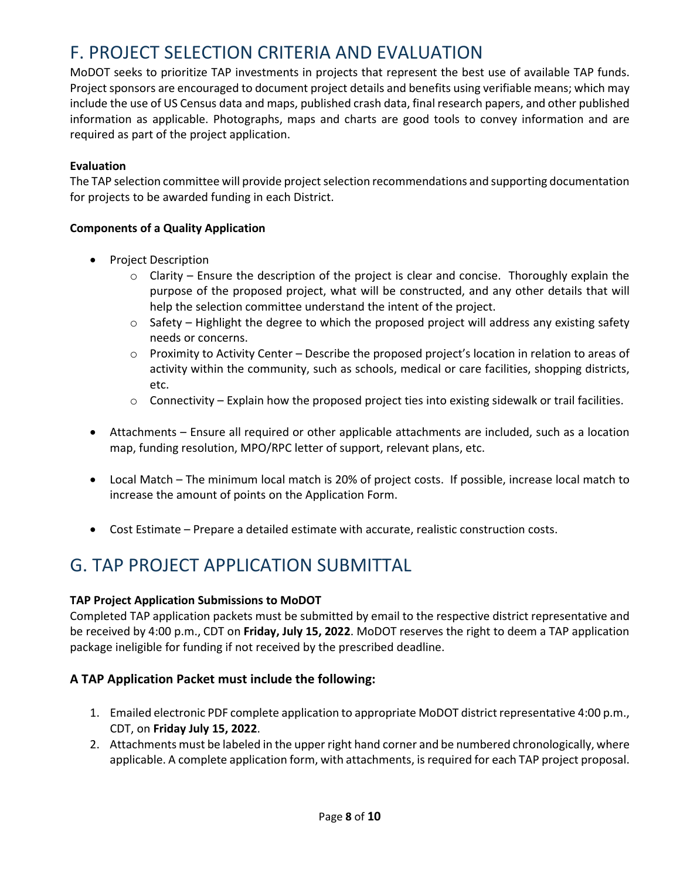# F. PROJECT SELECTION CRITERIA AND EVALUATION

MoDOT seeks to prioritize TAP investments in projects that represent the best use of available TAP funds. Project sponsors are encouraged to document project details and benefits using verifiable means; which may include the use of US Census data and maps, published crash data, final research papers, and other published information as applicable. Photographs, maps and charts are good tools to convey information and are required as part of the project application.

**Evaluation**

The TAP selection committee will provide project selection recommendations and supporting documentation for projects to be awarded funding in each District.

**Components of a Quality Application**

- Project Description
  - Clarity – Ensure the description of the project is clear and concise. Thoroughly explain the purpose of the proposed project, what will be constructed, and any other details that will help the selection committee understand the intent of the project.
  - Safety – Highlight the degree to which the proposed project will address any existing safety needs or concerns.
  - Proximity to Activity Center – Describe the proposed project's location in relation to areas of activity within the community, such as schools, medical or care facilities, shopping districts, etc.
  - Connectivity – Explain how the proposed project ties into existing sidewalk or trail facilities.

- Attachments – Ensure all required or other applicable attachments are included, such as a location map, funding resolution, MPO/RPC letter of support, relevant plans, etc.

- Local Match – The minimum local match is 20% of project costs. If possible, increase local match to increase the amount of points on the Application Form.

- Cost Estimate – Prepare a detailed estimate with accurate, realistic construction costs.

# G. TAP PROJECT APPLICATION SUBMITTAL

**TAP Project Application Submissions to MoDOT**

Completed TAP application packets must be submitted by email to the respective district representative and be received by 4:00 p.m., CDT on **Friday, July 15, 2022**. MoDOT reserves the right to deem a TAP application package ineligible for funding if not received by the prescribed deadline.

### A TAP Application Packet must include the following:

1. Emailed electronic PDF complete application to appropriate MoDOT district representative 4:00 p.m., CDT, on **Friday July 15, 2022**.
2. Attachments must be labeled in the upper right hand corner and be numbered chronologically, where applicable. A complete application form, with attachments, is required for each TAP project proposal.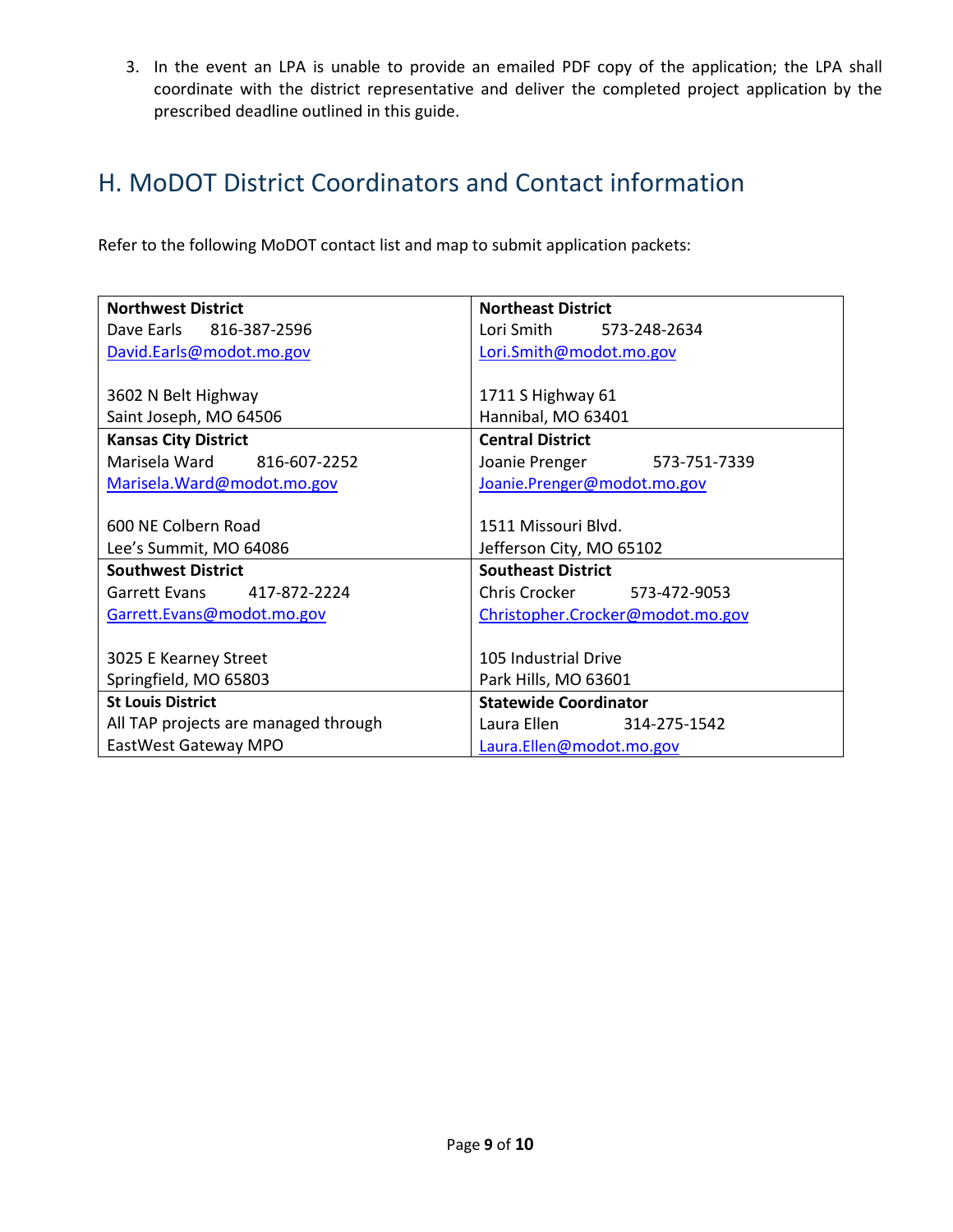3. In the event an LPA is unable to provide an emailed PDF copy of the application; the LPA shall coordinate with the district representative and deliver the completed project application by the prescribed deadline outlined in this guide.

## H. MoDOT District Coordinators and Contact information

Refer to the following MoDOT contact list and map to submit application packets:

| | |
|---|---|
| **Northwest District**<br>Dave Earls 816-387-2596<br>David.Earls@modot.mo.gov<br><br>3602 N Belt Highway<br>Saint Joseph, MO 64506 | **Northeast District**<br>Lori Smith 573-248-2634<br>Lori.Smith@modot.mo.gov<br><br>1711 S Highway 61<br>Hannibal, MO 63401 |
| **Kansas City District**<br>Marisela Ward 816-607-2252<br>Marisela.Ward@modot.mo.gov<br><br>600 NE Colbern Road<br>Lee's Summit, MO 64086 | **Central District**<br>Joanie Prenger 573-751-7339<br>Joanie.Prenger@modot.mo.gov<br><br>1511 Missouri Blvd.<br>Jefferson City, MO 65102 |
| **Southwest District**<br>Garrett Evans 417-872-2224<br>Garrett.Evans@modot.mo.gov<br><br>3025 E Kearney Street<br>Springfield, MO 65803 | **Southeast District**<br>Chris Crocker 573-472-9053<br>Christopher.Crocker@modot.mo.gov<br><br>105 Industrial Drive<br>Park Hills, MO 63601 |
| **St Louis District**<br>All TAP projects are managed through EastWest Gateway MPO | **Statewide Coordinator**<br>Laura Ellen 314-275-1542<br>Laura.Ellen@modot.mo.gov |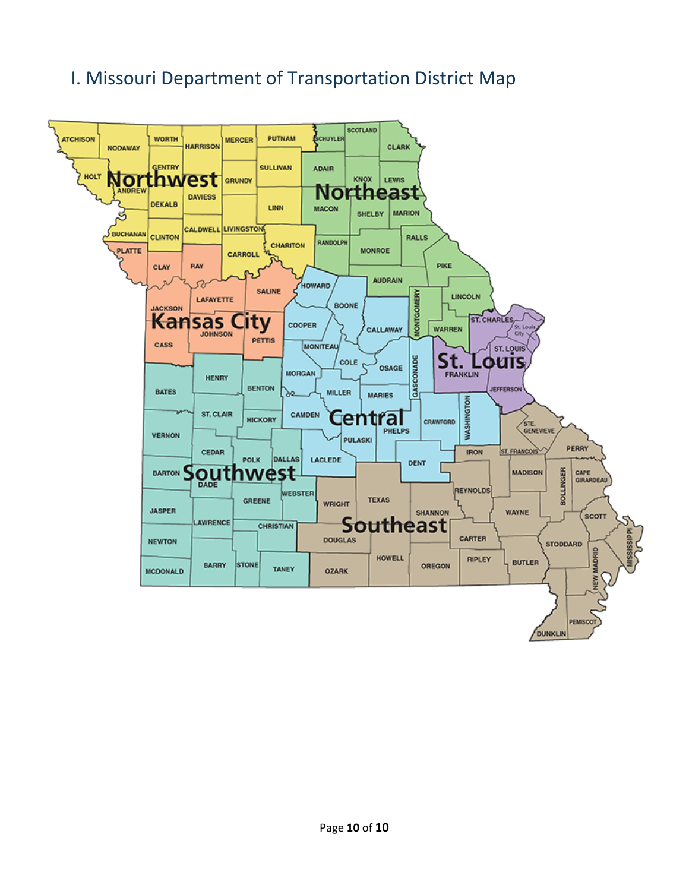# I. Missouri Department of Transportation District Map

Northwest

ATCHISON
NODAWAY
WORTH
HARRISON
MERCER
PUTNAM
HOLT
GENTRY
ANDREW
DEKALB
DAVIESS
GRUNDY
SULLIVAN
LINN
BUCHANAN
CLINTON
CALDWELL
LIVINGSTON
CARROLL
CHARITON

Northeast

SCHUYLER
SCOTLAND
CLARK
ADAIR
KNOX
LEWIS
MACON
SHELBY
MARION
RANDOLPH
MONROE
RALLS
AUDRAIN
PIKE
MONTGOMERY
LINCOLN
WARREN

Kansas City

PLATTE
CLAY
RAY
SALINE
LAFAYETTE
JACKSON
JOHNSON
PETTIS
CASS

St. Louis

ST. CHARLES
St. Louis City
ST. LOUIS
FRANKLIN
JEFFERSON

Central

HOWARD
BOONE
COOPER
CALLAWAY
MONITEAU
COLE
OSAGE
GASCONADE
MORGAN
MILLER
MARIES
CAMDEN
PULASKI
PHELPS
CRAWFORD
WASHINGTON
LACLEDE
DENT

Southwest

BATES
HENRY
BENTON
ST. CLAIR
HICKORY
VERNON
CEDAR
POLK
DALLAS
BARTON
DADE
WEBSTER
GREENE
JASPER
LAWRENCE
CHRISTIAN
NEWTON
MCDONALD
BARRY
STONE
TANEY

Southeast

STE. GENEVIEVE
IRON
ST. FRANCOIS
PERRY
MADISON
BOLLINGER
CAPE GIRARDEAU
REYNOLDS
WRIGHT
TEXAS
SHANNON
WAYNE
SCOTT
DOUGLAS
CARTER
STODDARD
MISSISSIPPI
HOWELL
OREGON
RIPLEY
BUTLER
NEW MADRID
OZARK
PEMISCOT
DUNKLIN